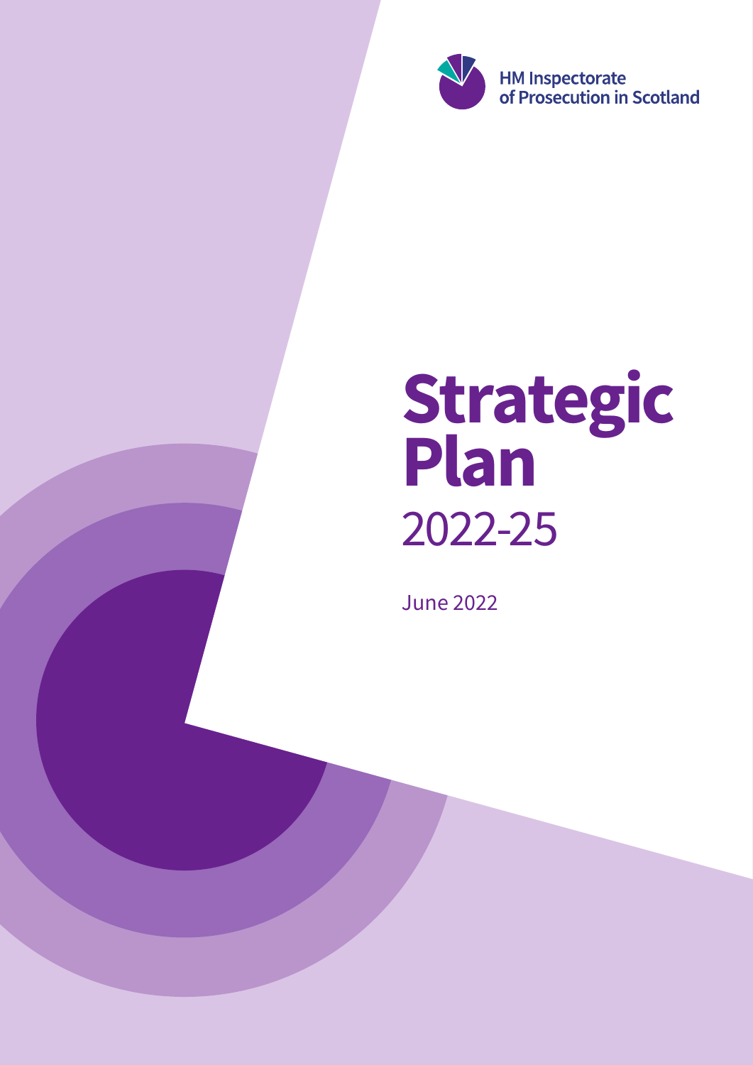HM Inspectorate of Prosecution in Scotland

# Strategic Plan 2022-25

June 2022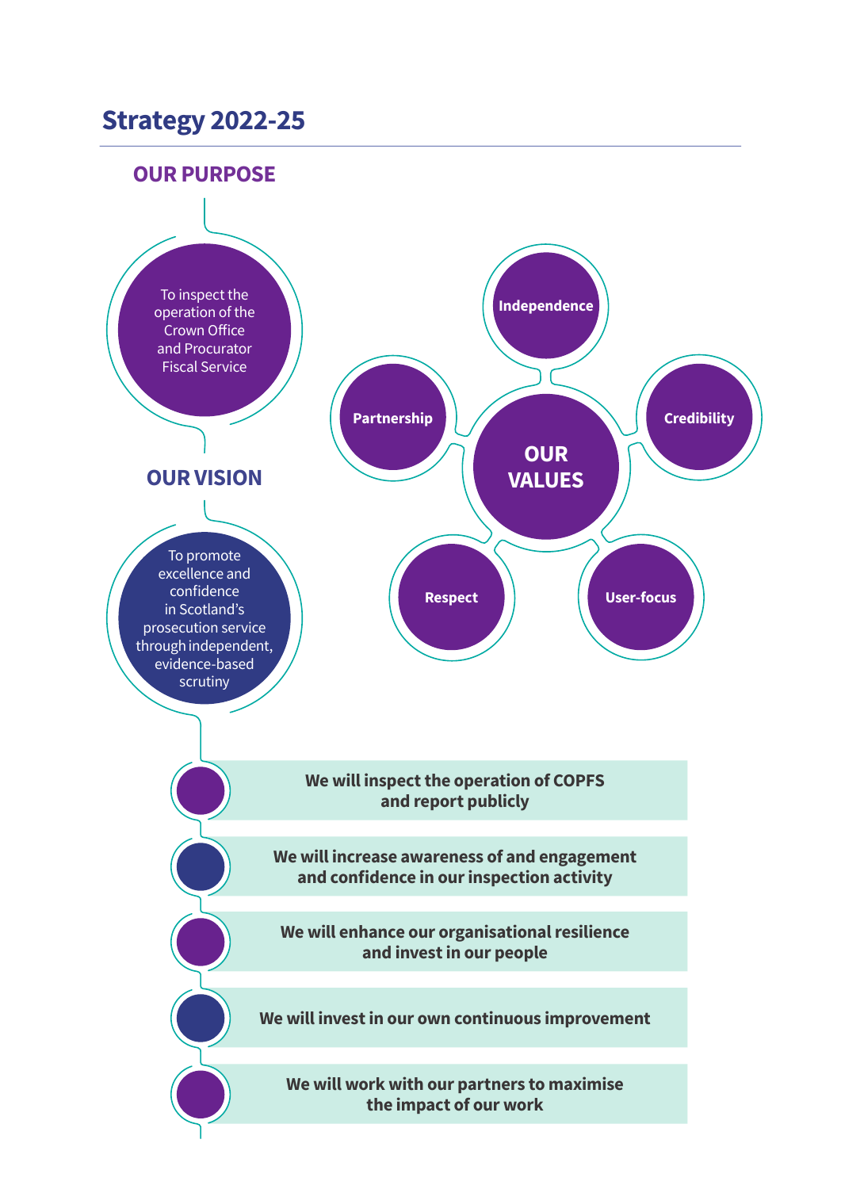# Strategy 2022-25

## OUR PURPOSE

To inspect the operation of the Crown Office and Procurator Fiscal Service

## OUR VISION

To promote excellence and confidence in Scotland's prosecution service through independent, evidence-based scrutiny

## OUR VALUES

- Independence
- Credibility
- User-focus
- Respect
- Partnership

---

- **We will inspect the operation of COPFS and report publicly**
- **We will increase awareness of and engagement and confidence in our inspection activity**
- **We will enhance our organisational resilience and invest in our people**
- **We will invest in our own continuous improvement**
- **We will work with our partners to maximise the impact of our work**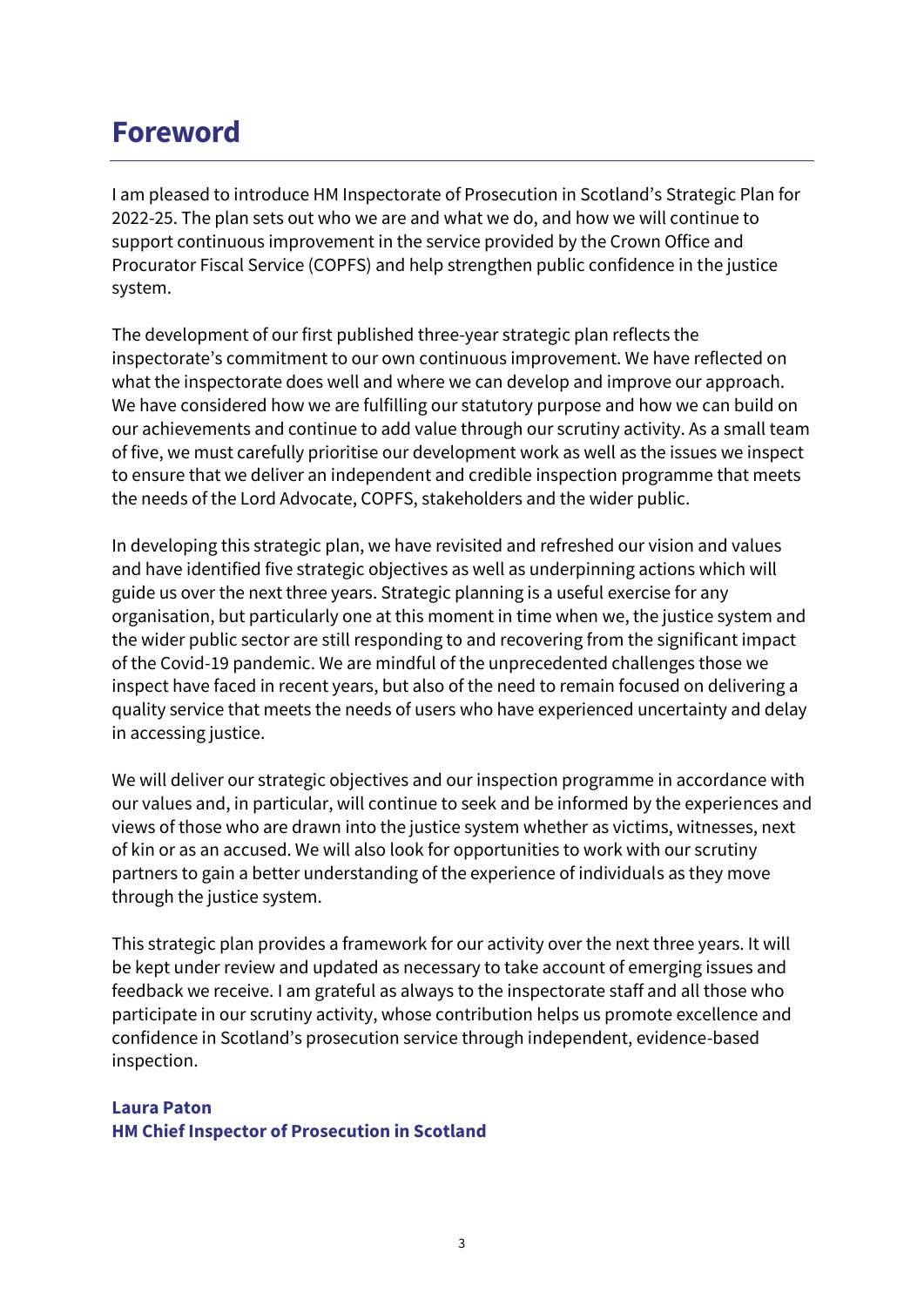# Foreword

I am pleased to introduce HM Inspectorate of Prosecution in Scotland's Strategic Plan for 2022-25. The plan sets out who we are and what we do, and how we will continue to support continuous improvement in the service provided by the Crown Office and Procurator Fiscal Service (COPFS) and help strengthen public confidence in the justice system.

The development of our first published three-year strategic plan reflects the inspectorate's commitment to our own continuous improvement. We have reflected on what the inspectorate does well and where we can develop and improve our approach. We have considered how we are fulfilling our statutory purpose and how we can build on our achievements and continue to add value through our scrutiny activity. As a small team of five, we must carefully prioritise our development work as well as the issues we inspect to ensure that we deliver an independent and credible inspection programme that meets the needs of the Lord Advocate, COPFS, stakeholders and the wider public.

In developing this strategic plan, we have revisited and refreshed our vision and values and have identified five strategic objectives as well as underpinning actions which will guide us over the next three years. Strategic planning is a useful exercise for any organisation, but particularly one at this moment in time when we, the justice system and the wider public sector are still responding to and recovering from the significant impact of the Covid-19 pandemic. We are mindful of the unprecedented challenges those we inspect have faced in recent years, but also of the need to remain focused on delivering a quality service that meets the needs of users who have experienced uncertainty and delay in accessing justice.

We will deliver our strategic objectives and our inspection programme in accordance with our values and, in particular, will continue to seek and be informed by the experiences and views of those who are drawn into the justice system whether as victims, witnesses, next of kin or as an accused. We will also look for opportunities to work with our scrutiny partners to gain a better understanding of the experience of individuals as they move through the justice system.

This strategic plan provides a framework for our activity over the next three years. It will be kept under review and updated as necessary to take account of emerging issues and feedback we receive. I am grateful as always to the inspectorate staff and all those who participate in our scrutiny activity, whose contribution helps us promote excellence and confidence in Scotland's prosecution service through independent, evidence-based inspection.

**Laura Paton**
**HM Chief Inspector of Prosecution in Scotland**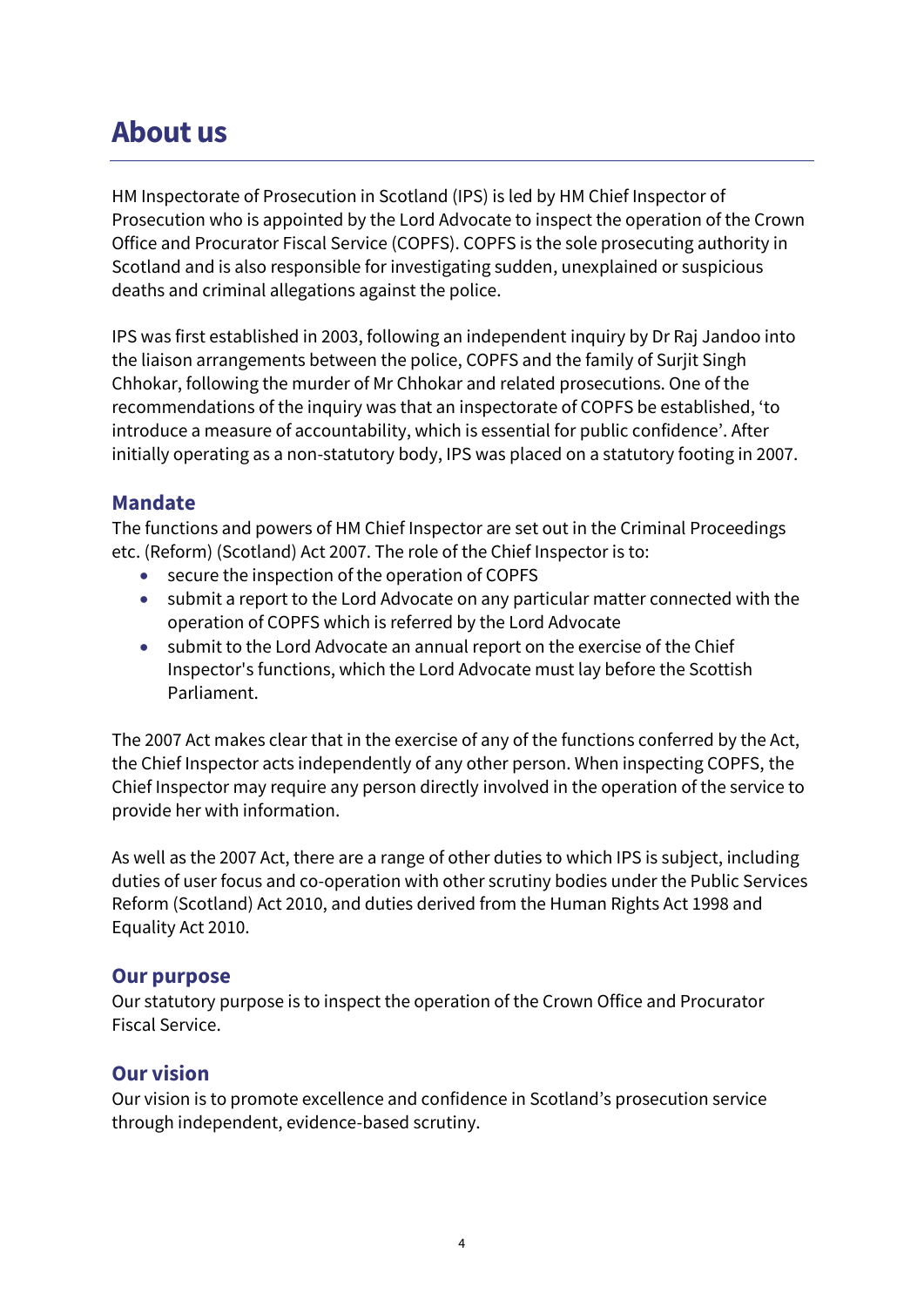# About us

HM Inspectorate of Prosecution in Scotland (IPS) is led by HM Chief Inspector of Prosecution who is appointed by the Lord Advocate to inspect the operation of the Crown Office and Procurator Fiscal Service (COPFS). COPFS is the sole prosecuting authority in Scotland and is also responsible for investigating sudden, unexplained or suspicious deaths and criminal allegations against the police.

IPS was first established in 2003, following an independent inquiry by Dr Raj Jandoo into the liaison arrangements between the police, COPFS and the family of Surjit Singh Chhokar, following the murder of Mr Chhokar and related prosecutions. One of the recommendations of the inquiry was that an inspectorate of COPFS be established, 'to introduce a measure of accountability, which is essential for public confidence'. After initially operating as a non-statutory body, IPS was placed on a statutory footing in 2007.

## Mandate

The functions and powers of HM Chief Inspector are set out in the Criminal Proceedings etc. (Reform) (Scotland) Act 2007. The role of the Chief Inspector is to:

- secure the inspection of the operation of COPFS
- submit a report to the Lord Advocate on any particular matter connected with the operation of COPFS which is referred by the Lord Advocate
- submit to the Lord Advocate an annual report on the exercise of the Chief Inspector's functions, which the Lord Advocate must lay before the Scottish Parliament.

The 2007 Act makes clear that in the exercise of any of the functions conferred by the Act, the Chief Inspector acts independently of any other person. When inspecting COPFS, the Chief Inspector may require any person directly involved in the operation of the service to provide her with information.

As well as the 2007 Act, there are a range of other duties to which IPS is subject, including duties of user focus and co-operation with other scrutiny bodies under the Public Services Reform (Scotland) Act 2010, and duties derived from the Human Rights Act 1998 and Equality Act 2010.

## Our purpose

Our statutory purpose is to inspect the operation of the Crown Office and Procurator Fiscal Service.

## Our vision

Our vision is to promote excellence and confidence in Scotland's prosecution service through independent, evidence-based scrutiny.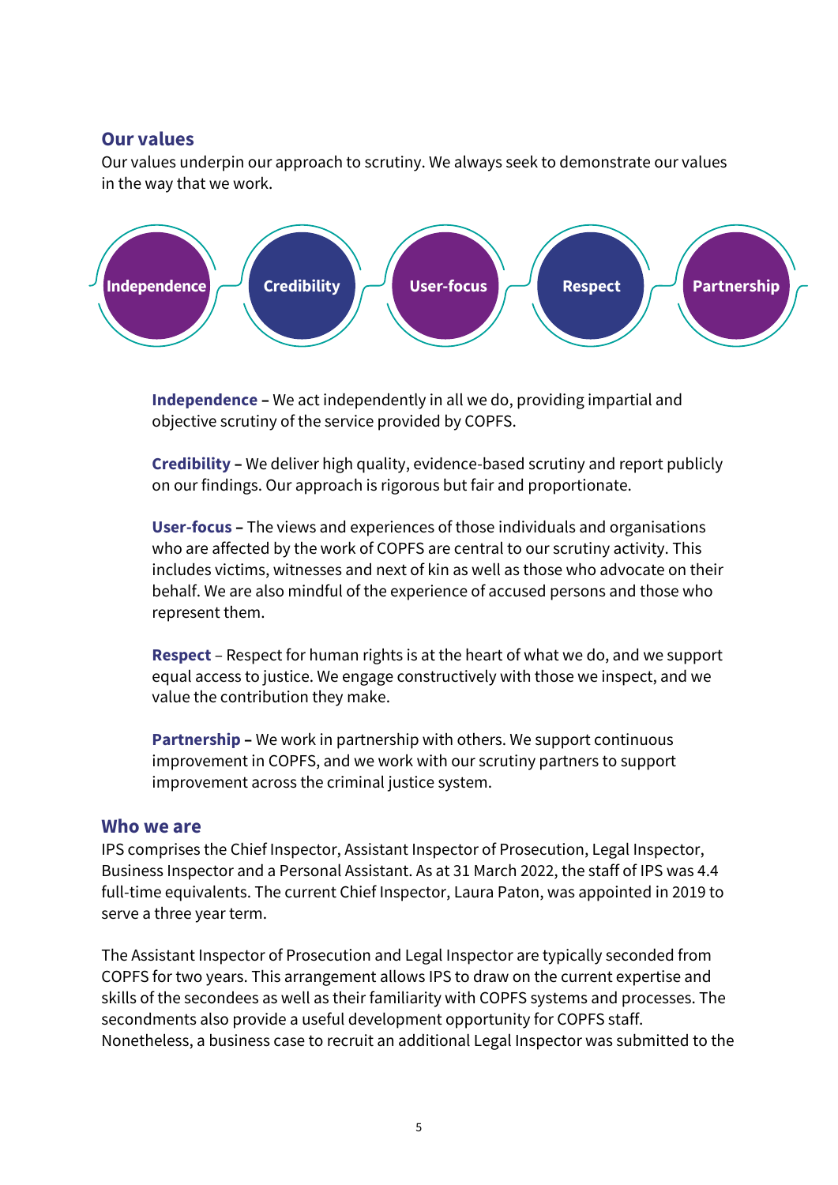## Our values

Our values underpin our approach to scrutiny. We always seek to demonstrate our values in the way that we work.

Independence | Credibility | User-focus | Respect | Partnership

**Independence –** We act independently in all we do, providing impartial and objective scrutiny of the service provided by COPFS.

**Credibility –** We deliver high quality, evidence-based scrutiny and report publicly on our findings. Our approach is rigorous but fair and proportionate.

**User-focus –** The views and experiences of those individuals and organisations who are affected by the work of COPFS are central to our scrutiny activity. This includes victims, witnesses and next of kin as well as those who advocate on their behalf. We are also mindful of the experience of accused persons and those who represent them.

**Respect** – Respect for human rights is at the heart of what we do, and we support equal access to justice. We engage constructively with those we inspect, and we value the contribution they make.

**Partnership –** We work in partnership with others. We support continuous improvement in COPFS, and we work with our scrutiny partners to support improvement across the criminal justice system.

## Who we are

IPS comprises the Chief Inspector, Assistant Inspector of Prosecution, Legal Inspector, Business Inspector and a Personal Assistant. As at 31 March 2022, the staff of IPS was 4.4 full-time equivalents. The current Chief Inspector, Laura Paton, was appointed in 2019 to serve a three year term.

The Assistant Inspector of Prosecution and Legal Inspector are typically seconded from COPFS for two years. This arrangement allows IPS to draw on the current expertise and skills of the secondees as well as their familiarity with COPFS systems and processes. The secondments also provide a useful development opportunity for COPFS staff. Nonetheless, a business case to recruit an additional Legal Inspector was submitted to the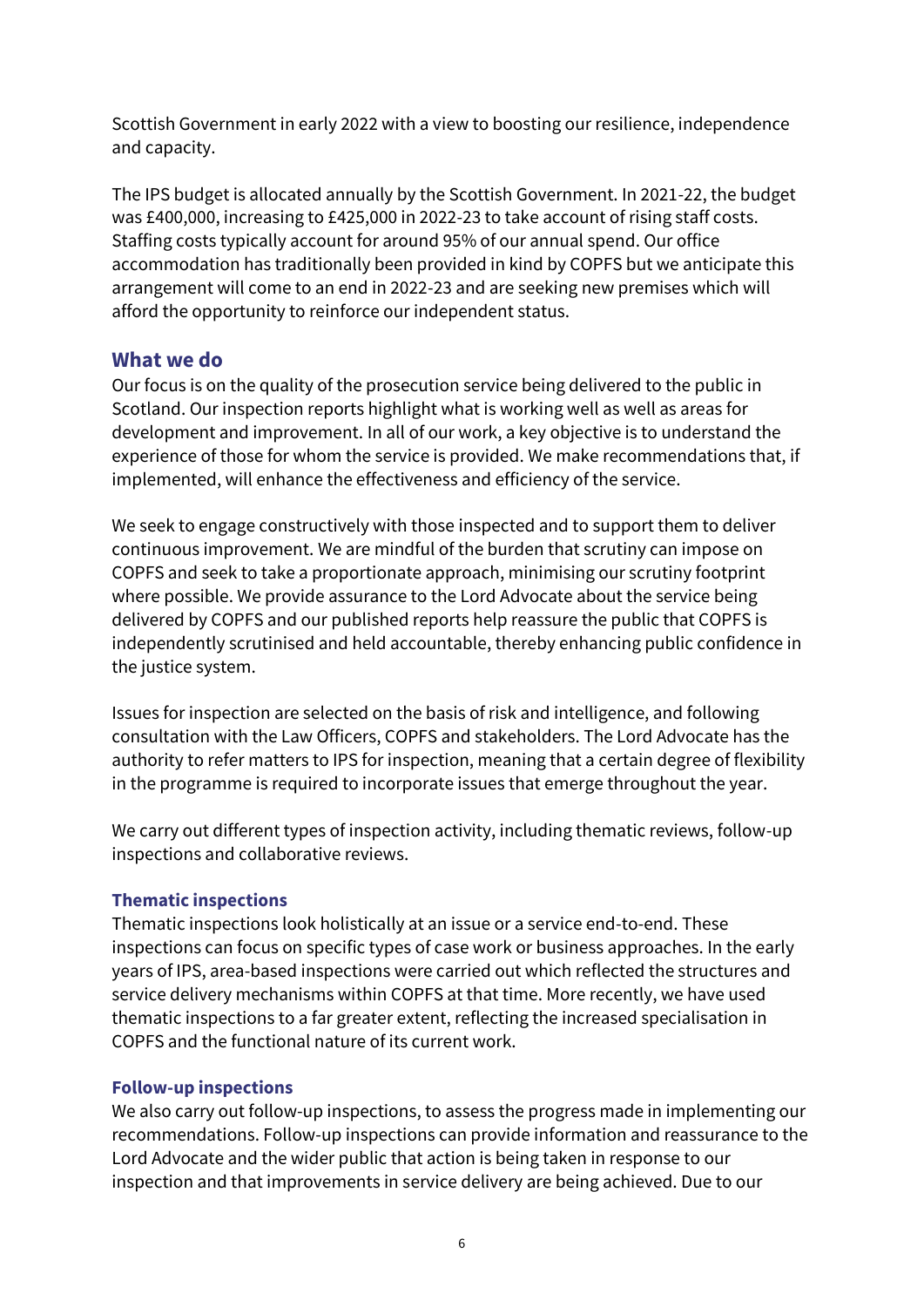Scottish Government in early 2022 with a view to boosting our resilience, independence and capacity.

The IPS budget is allocated annually by the Scottish Government. In 2021-22, the budget was £400,000, increasing to £425,000 in 2022-23 to take account of rising staff costs. Staffing costs typically account for around 95% of our annual spend. Our office accommodation has traditionally been provided in kind by COPFS but we anticipate this arrangement will come to an end in 2022-23 and are seeking new premises which will afford the opportunity to reinforce our independent status.

## What we do

Our focus is on the quality of the prosecution service being delivered to the public in Scotland. Our inspection reports highlight what is working well as well as areas for development and improvement. In all of our work, a key objective is to understand the experience of those for whom the service is provided. We make recommendations that, if implemented, will enhance the effectiveness and efficiency of the service.

We seek to engage constructively with those inspected and to support them to deliver continuous improvement. We are mindful of the burden that scrutiny can impose on COPFS and seek to take a proportionate approach, minimising our scrutiny footprint where possible. We provide assurance to the Lord Advocate about the service being delivered by COPFS and our published reports help reassure the public that COPFS is independently scrutinised and held accountable, thereby enhancing public confidence in the justice system.

Issues for inspection are selected on the basis of risk and intelligence, and following consultation with the Law Officers, COPFS and stakeholders. The Lord Advocate has the authority to refer matters to IPS for inspection, meaning that a certain degree of flexibility in the programme is required to incorporate issues that emerge throughout the year.

We carry out different types of inspection activity, including thematic reviews, follow-up inspections and collaborative reviews.

### Thematic inspections

Thematic inspections look holistically at an issue or a service end-to-end. These inspections can focus on specific types of case work or business approaches. In the early years of IPS, area-based inspections were carried out which reflected the structures and service delivery mechanisms within COPFS at that time. More recently, we have used thematic inspections to a far greater extent, reflecting the increased specialisation in COPFS and the functional nature of its current work.

### Follow-up inspections

We also carry out follow-up inspections, to assess the progress made in implementing our recommendations. Follow-up inspections can provide information and reassurance to the Lord Advocate and the wider public that action is being taken in response to our inspection and that improvements in service delivery are being achieved. Due to our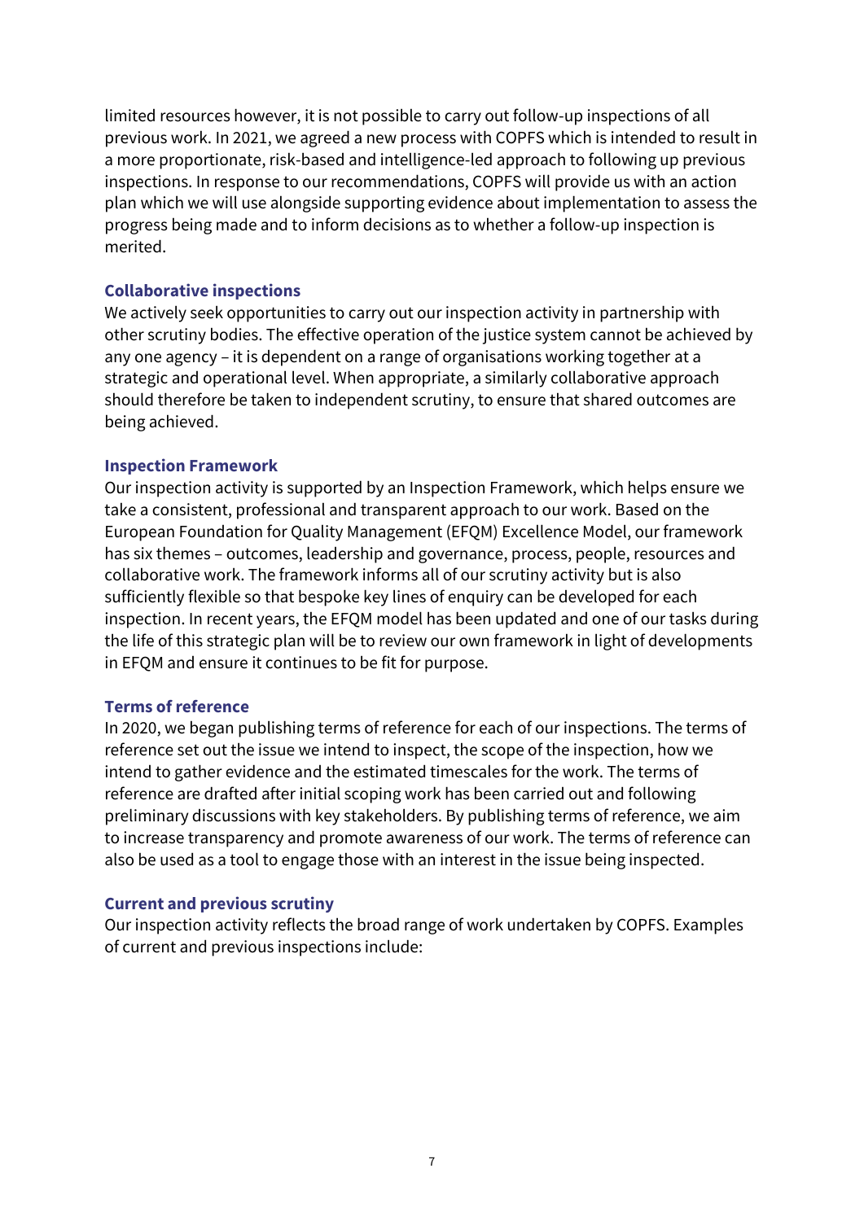limited resources however, it is not possible to carry out follow-up inspections of all previous work. In 2021, we agreed a new process with COPFS which is intended to result in a more proportionate, risk-based and intelligence-led approach to following up previous inspections. In response to our recommendations, COPFS will provide us with an action plan which we will use alongside supporting evidence about implementation to assess the progress being made and to inform decisions as to whether a follow-up inspection is merited.

### Collaborative inspections

We actively seek opportunities to carry out our inspection activity in partnership with other scrutiny bodies. The effective operation of the justice system cannot be achieved by any one agency – it is dependent on a range of organisations working together at a strategic and operational level. When appropriate, a similarly collaborative approach should therefore be taken to independent scrutiny, to ensure that shared outcomes are being achieved.

### Inspection Framework

Our inspection activity is supported by an Inspection Framework, which helps ensure we take a consistent, professional and transparent approach to our work. Based on the European Foundation for Quality Management (EFQM) Excellence Model, our framework has six themes – outcomes, leadership and governance, process, people, resources and collaborative work. The framework informs all of our scrutiny activity but is also sufficiently flexible so that bespoke key lines of enquiry can be developed for each inspection. In recent years, the EFQM model has been updated and one of our tasks during the life of this strategic plan will be to review our own framework in light of developments in EFQM and ensure it continues to be fit for purpose.

### Terms of reference

In 2020, we began publishing terms of reference for each of our inspections. The terms of reference set out the issue we intend to inspect, the scope of the inspection, how we intend to gather evidence and the estimated timescales for the work. The terms of reference are drafted after initial scoping work has been carried out and following preliminary discussions with key stakeholders. By publishing terms of reference, we aim to increase transparency and promote awareness of our work. The terms of reference can also be used as a tool to engage those with an interest in the issue being inspected.

### Current and previous scrutiny

Our inspection activity reflects the broad range of work undertaken by COPFS. Examples of current and previous inspections include: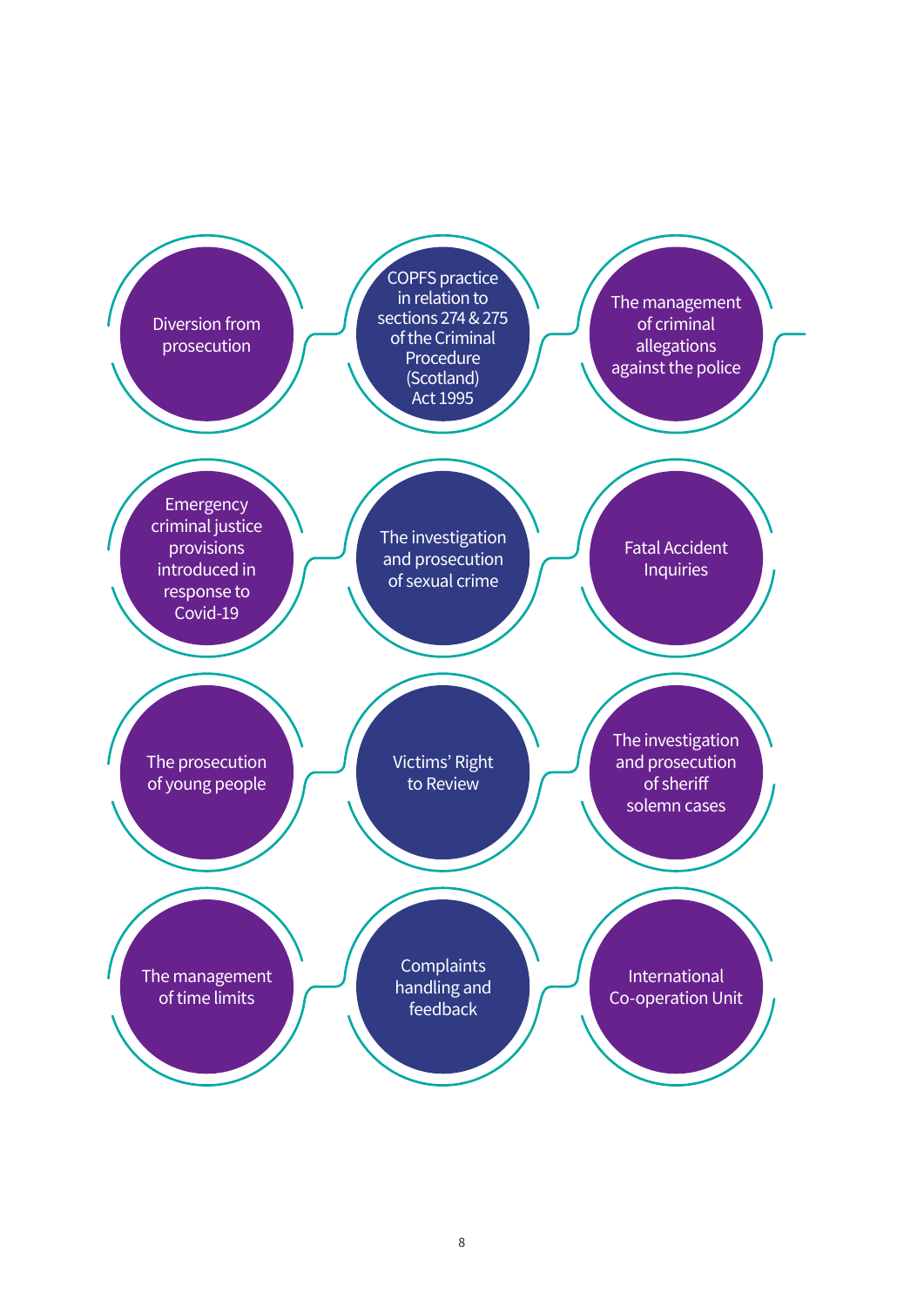- Diversion from prosecution
- COPFS practice in relation to sections 274 & 275 of the Criminal Procedure (Scotland) Act 1995
- The management of criminal allegations against the police
- Emergency criminal justice provisions introduced in response to Covid-19
- The investigation and prosecution of sexual crime
- Fatal Accident Inquiries
- The prosecution of young people
- Victims' Right to Review
- The investigation and prosecution of sheriff solemn cases
- The management of time limits
- Complaints handling and feedback
- International Co-operation Unit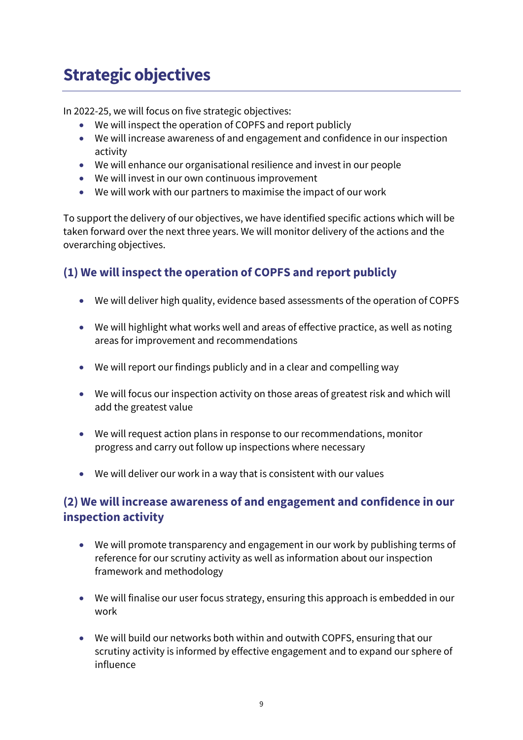# Strategic objectives

In 2022-25, we will focus on five strategic objectives:

- We will inspect the operation of COPFS and report publicly
- We will increase awareness of and engagement and confidence in our inspection activity
- We will enhance our organisational resilience and invest in our people
- We will invest in our own continuous improvement
- We will work with our partners to maximise the impact of our work

To support the delivery of our objectives, we have identified specific actions which will be taken forward over the next three years. We will monitor delivery of the actions and the overarching objectives.

## (1) We will inspect the operation of COPFS and report publicly

- We will deliver high quality, evidence based assessments of the operation of COPFS
- We will highlight what works well and areas of effective practice, as well as noting areas for improvement and recommendations
- We will report our findings publicly and in a clear and compelling way
- We will focus our inspection activity on those areas of greatest risk and which will add the greatest value
- We will request action plans in response to our recommendations, monitor progress and carry out follow up inspections where necessary
- We will deliver our work in a way that is consistent with our values

## (2) We will increase awareness of and engagement and confidence in our inspection activity

- We will promote transparency and engagement in our work by publishing terms of reference for our scrutiny activity as well as information about our inspection framework and methodology
- We will finalise our user focus strategy, ensuring this approach is embedded in our work
- We will build our networks both within and outwith COPFS, ensuring that our scrutiny activity is informed by effective engagement and to expand our sphere of influence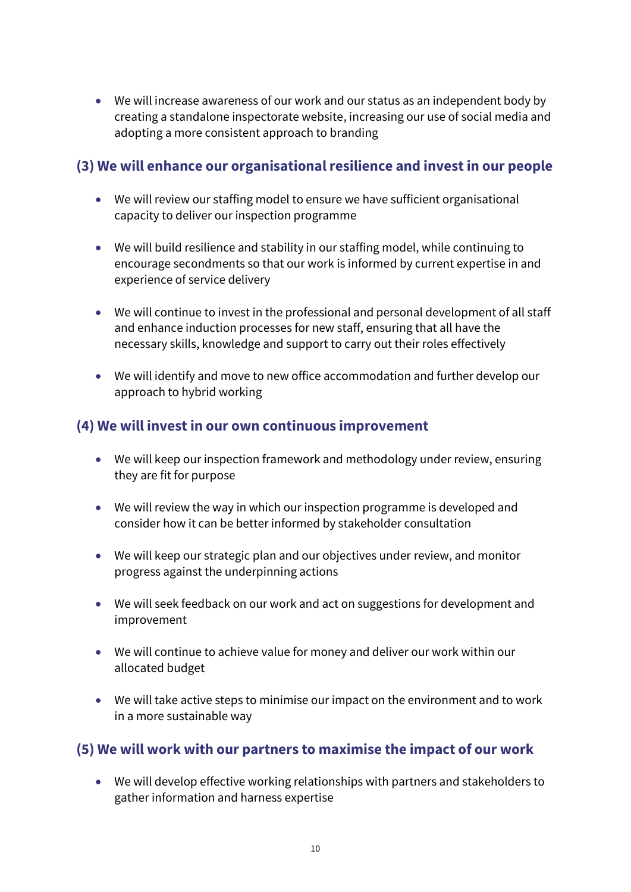- We will increase awareness of our work and our status as an independent body by creating a standalone inspectorate website, increasing our use of social media and adopting a more consistent approach to branding

## (3) We will enhance our organisational resilience and invest in our people

- We will review our staffing model to ensure we have sufficient organisational capacity to deliver our inspection programme

- We will build resilience and stability in our staffing model, while continuing to encourage secondments so that our work is informed by current expertise in and experience of service delivery

- We will continue to invest in the professional and personal development of all staff and enhance induction processes for new staff, ensuring that all have the necessary skills, knowledge and support to carry out their roles effectively

- We will identify and move to new office accommodation and further develop our approach to hybrid working

## (4) We will invest in our own continuous improvement

- We will keep our inspection framework and methodology under review, ensuring they are fit for purpose

- We will review the way in which our inspection programme is developed and consider how it can be better informed by stakeholder consultation

- We will keep our strategic plan and our objectives under review, and monitor progress against the underpinning actions

- We will seek feedback on our work and act on suggestions for development and improvement

- We will continue to achieve value for money and deliver our work within our allocated budget

- We will take active steps to minimise our impact on the environment and to work in a more sustainable way

## (5) We will work with our partners to maximise the impact of our work

- We will develop effective working relationships with partners and stakeholders to gather information and harness expertise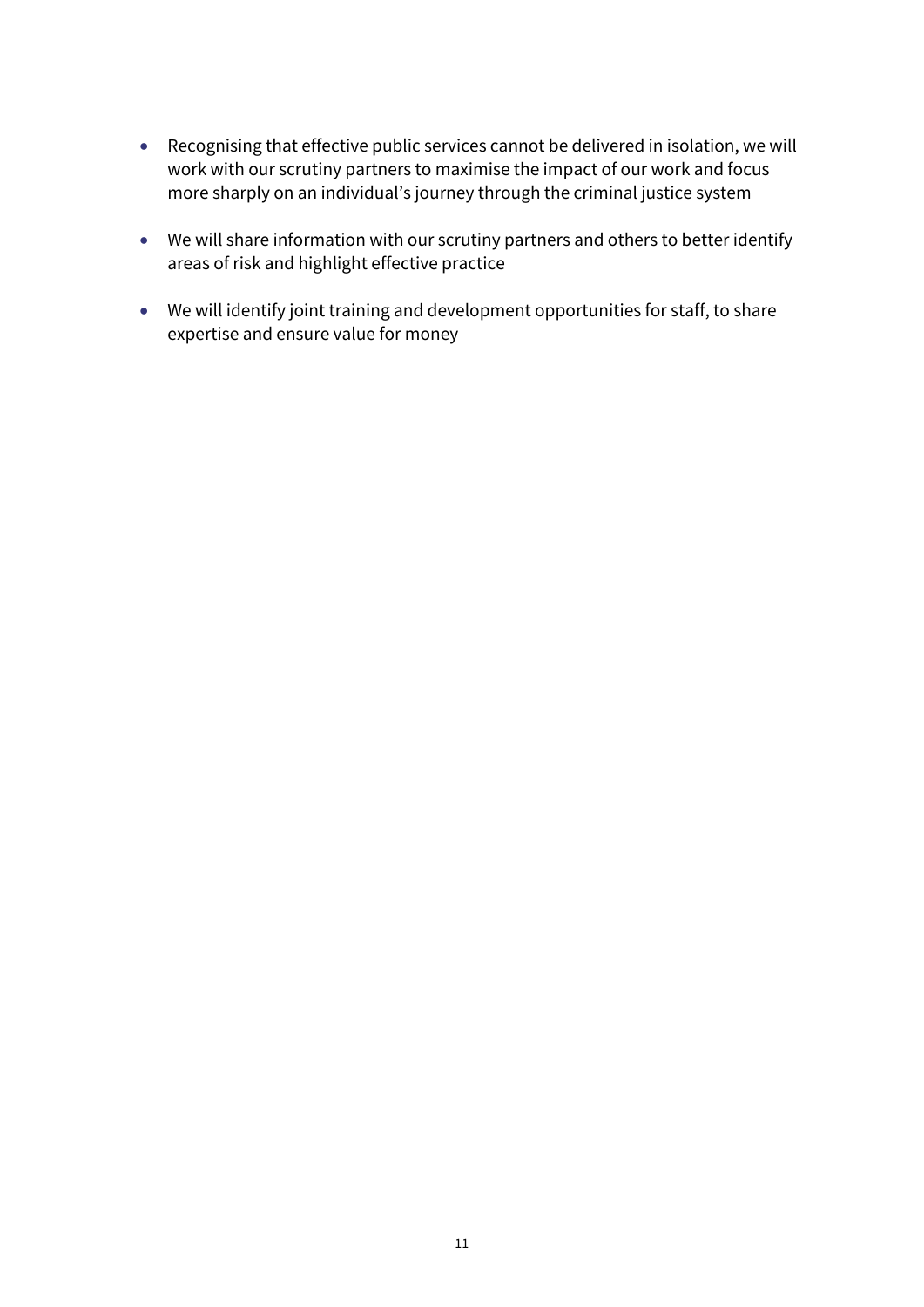- Recognising that effective public services cannot be delivered in isolation, we will work with our scrutiny partners to maximise the impact of our work and focus more sharply on an individual's journey through the criminal justice system

- We will share information with our scrutiny partners and others to better identify areas of risk and highlight effective practice

- We will identify joint training and development opportunities for staff, to share expertise and ensure value for money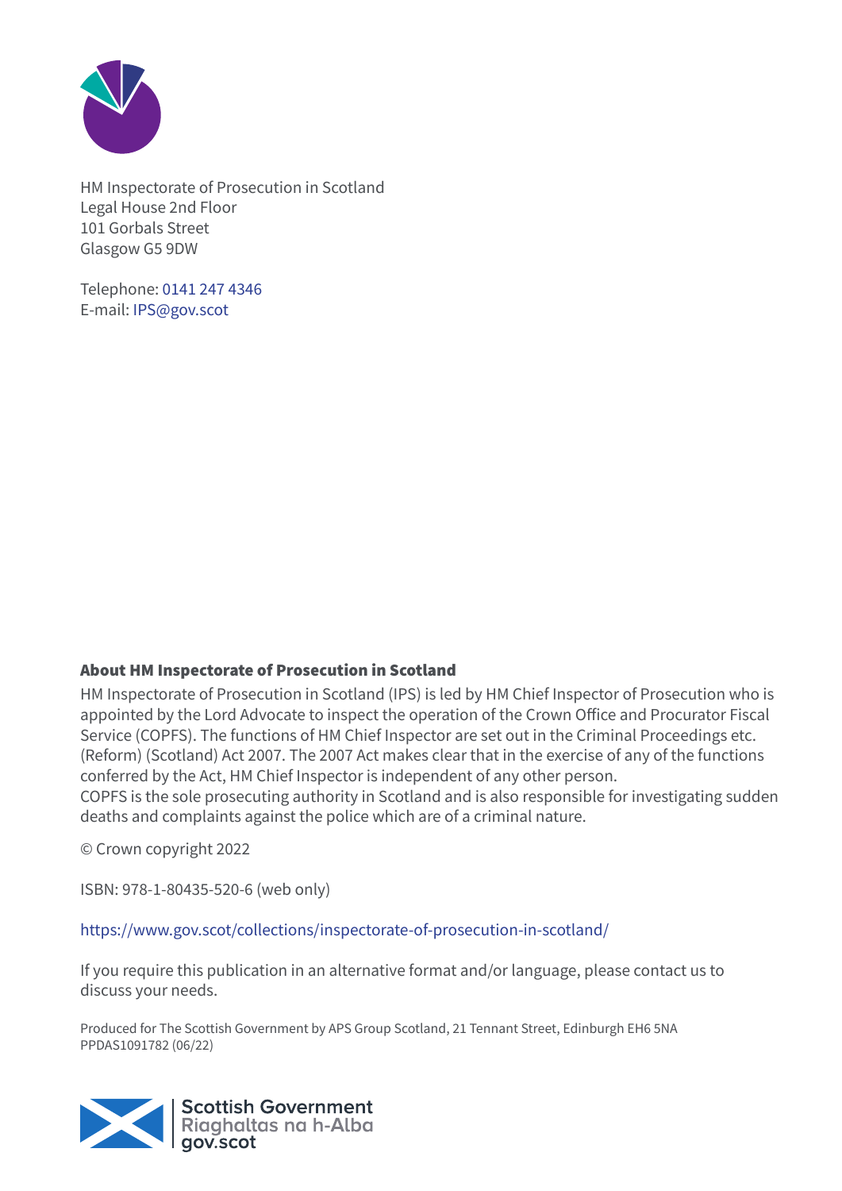HM Inspectorate of Prosecution in Scotland
Legal House 2nd Floor
101 Gorbals Street
Glasgow G5 9DW

Telephone: 0141 247 4346
E-mail: IPS@gov.scot

**About HM Inspectorate of Prosecution in Scotland**

HM Inspectorate of Prosecution in Scotland (IPS) is led by HM Chief Inspector of Prosecution who is appointed by the Lord Advocate to inspect the operation of the Crown Office and Procurator Fiscal Service (COPFS). The functions of HM Chief Inspector are set out in the Criminal Proceedings etc. (Reform) (Scotland) Act 2007. The 2007 Act makes clear that in the exercise of any of the functions conferred by the Act, HM Chief Inspector is independent of any other person.
COPFS is the sole prosecuting authority in Scotland and is also responsible for investigating sudden deaths and complaints against the police which are of a criminal nature.

© Crown copyright 2022

ISBN: 978-1-80435-520-6 (web only)

https://www.gov.scot/collections/inspectorate-of-prosecution-in-scotland/

If you require this publication in an alternative format and/or language, please contact us to discuss your needs.

Produced for The Scottish Government by APS Group Scotland, 21 Tennant Street, Edinburgh EH6 5NA
PPDAS1091782 (06/22)

Scottish Government
Riaghaltas na h-Alba
gov.scot